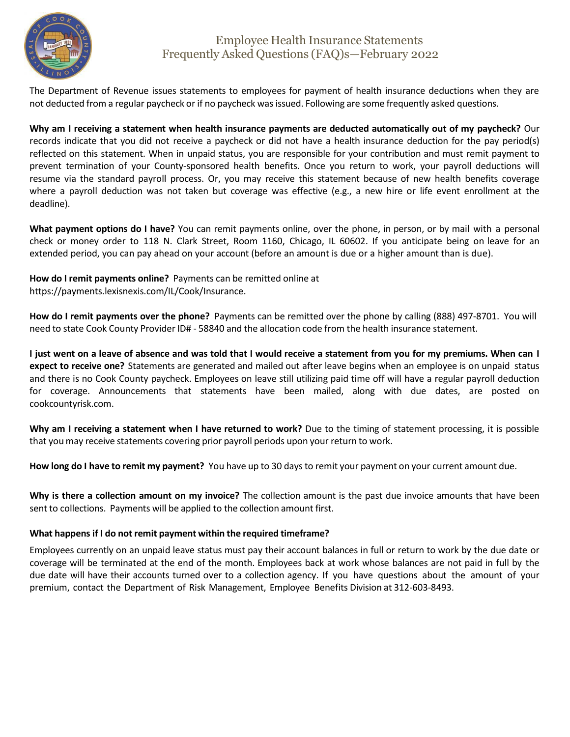# Employee Health Insurance Statements Frequently Asked Questions (FAQ)s—February 2022

The Department of Revenue issues statements to employees for payment of health insurance deductions when they are not deducted from a regular paycheck or if no paycheck was issued. Following are some frequently asked questions.

**Why am I receiving a statement when health insurance payments are deducted automatically out of my paycheck?** Our records indicate that you did not receive a paycheck or did not have a health insurance deduction for the pay period(s) reflected on this statement. When in unpaid status, you are responsible for your contribution and must remit payment to prevent termination of your County-sponsored health benefits. Once you return to work, your payroll deductions will resume via the standard payroll process. Or, you may receive this statement because of new health benefits coverage where a payroll deduction was not taken but coverage was effective (e.g., a new hire or life event enrollment at the deadline).

**What payment options do I have?** You can remit payments online, over the phone, in person, or by mail with a personal check or money order to 118 N. Clark Street, Room 1160, Chicago, IL 60602. If you anticipate being on leave for an extended period, you can pay ahead on your account (before an amount is due or a higher amount than is due).

**How do I remit payments online?** Payments can be remitted online at https://payments.lexisnexis.com/IL/Cook/Insurance.

**How do I remit payments over the phone?** Payments can be remitted over the phone by calling (888) 497-8701. You will need to state Cook County Provider ID# - 58840 and the allocation code from the health insurance statement.

**I just went on a leave of absence and was told that I would receive a statement from you for my premiums. When can I expect to receive one?** Statements are generated and mailed out after leave begins when an employee is on unpaid status and there is no Cook County paycheck. Employees on leave still utilizing paid time off will have a regular payroll deduction for coverage. Announcements that statements have been mailed, along with due dates, are posted on cookcountyrisk.com.

**Why am I receiving a statement when I have returned to work?** Due to the timing of statement processing, it is possible that you may receive statements covering prior payroll periods upon your return to work.

**How long do I have to remit my payment?** You have up to 30 days to remit your payment on your current amount due.

**Why is there a collection amount on my invoice?** The collection amount is the past due invoice amounts that have been sent to collections. Payments will be applied to the collection amount first.

**What happens if I do not remit payment within the required timeframe?**

Employees currently on an unpaid leave status must pay their account balances in full or return to work by the due date or coverage will be terminated at the end of the month. Employees back at work whose balances are not paid in full by the due date will have their accounts turned over to a collection agency. If you have questions about the amount of your premium, contact the Department of Risk Management, Employee Benefits Division at 312-603-8493.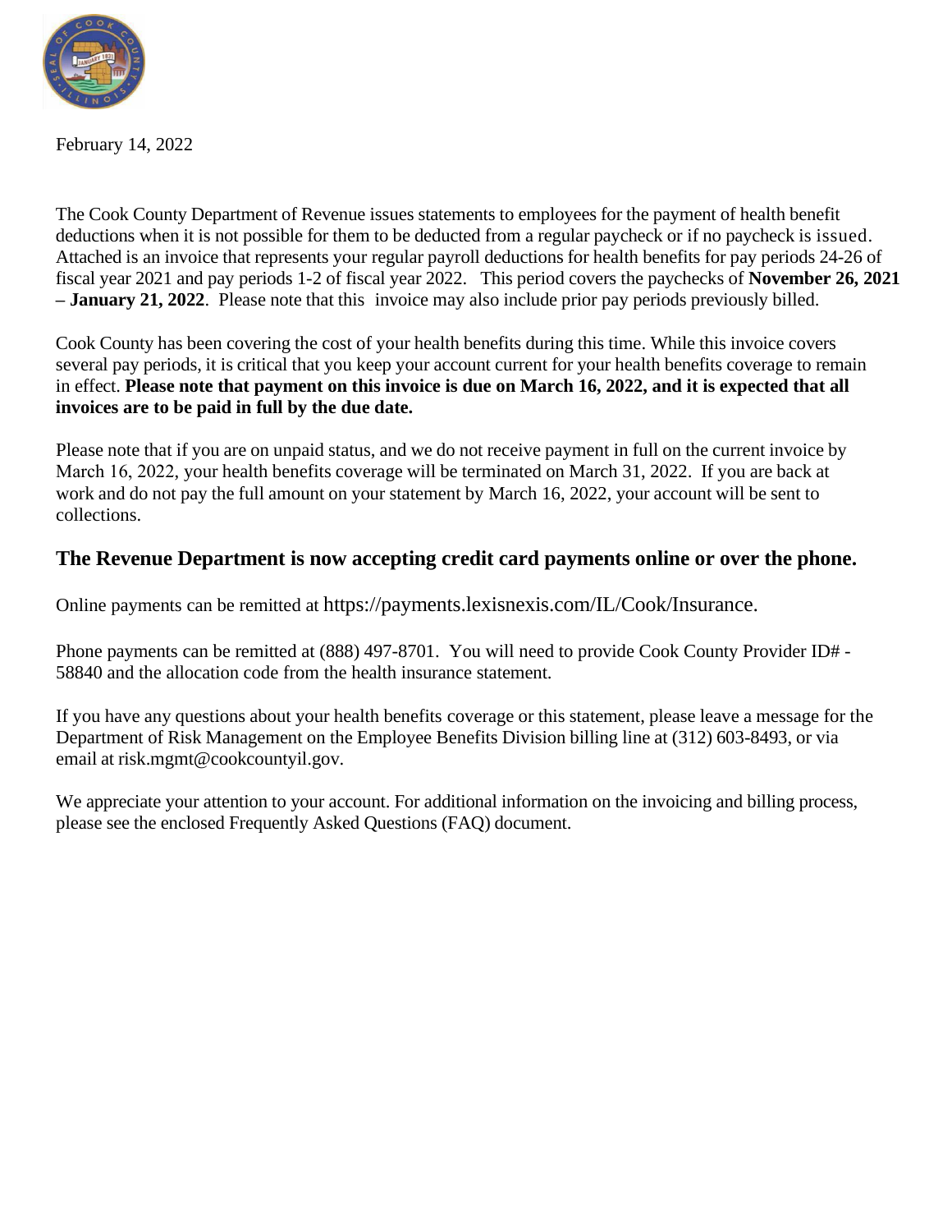February 14, 2022

The Cook County Department of Revenue issues statements to employees for the payment of health benefit deductions when it is not possible for them to be deducted from a regular paycheck or if no paycheck is issued. Attached is an invoice that represents your regular payroll deductions for health benefits for pay periods 24-26 of fiscal year 2021 and pay periods 1-2 of fiscal year 2022. This period covers the paychecks of **November 26, 2021 – January 21, 2022**. Please note that this invoice may also include prior pay periods previously billed.

Cook County has been covering the cost of your health benefits during this time. While this invoice covers several pay periods, it is critical that you keep your account current for your health benefits coverage to remain in effect. **Please note that payment on this invoice is due on March 16, 2022, and it is expected that all invoices are to be paid in full by the due date.**

Please note that if you are on unpaid status, and we do not receive payment in full on the current invoice by March 16, 2022, your health benefits coverage will be terminated on March 31, 2022. If you are back at work and do not pay the full amount on your statement by March 16, 2022, your account will be sent to collections.

## The Revenue Department is now accepting credit card payments online or over the phone.

Online payments can be remitted at https://payments.lexisnexis.com/IL/Cook/Insurance.

Phone payments can be remitted at (888) 497-8701. You will need to provide Cook County Provider ID# - 58840 and the allocation code from the health insurance statement.

If you have any questions about your health benefits coverage or this statement, please leave a message for the Department of Risk Management on the Employee Benefits Division billing line at (312) 603-8493, or via email at risk.mgmt@cookcountyil.gov.

We appreciate your attention to your account. For additional information on the invoicing and billing process, please see the enclosed Frequently Asked Questions (FAQ) document.